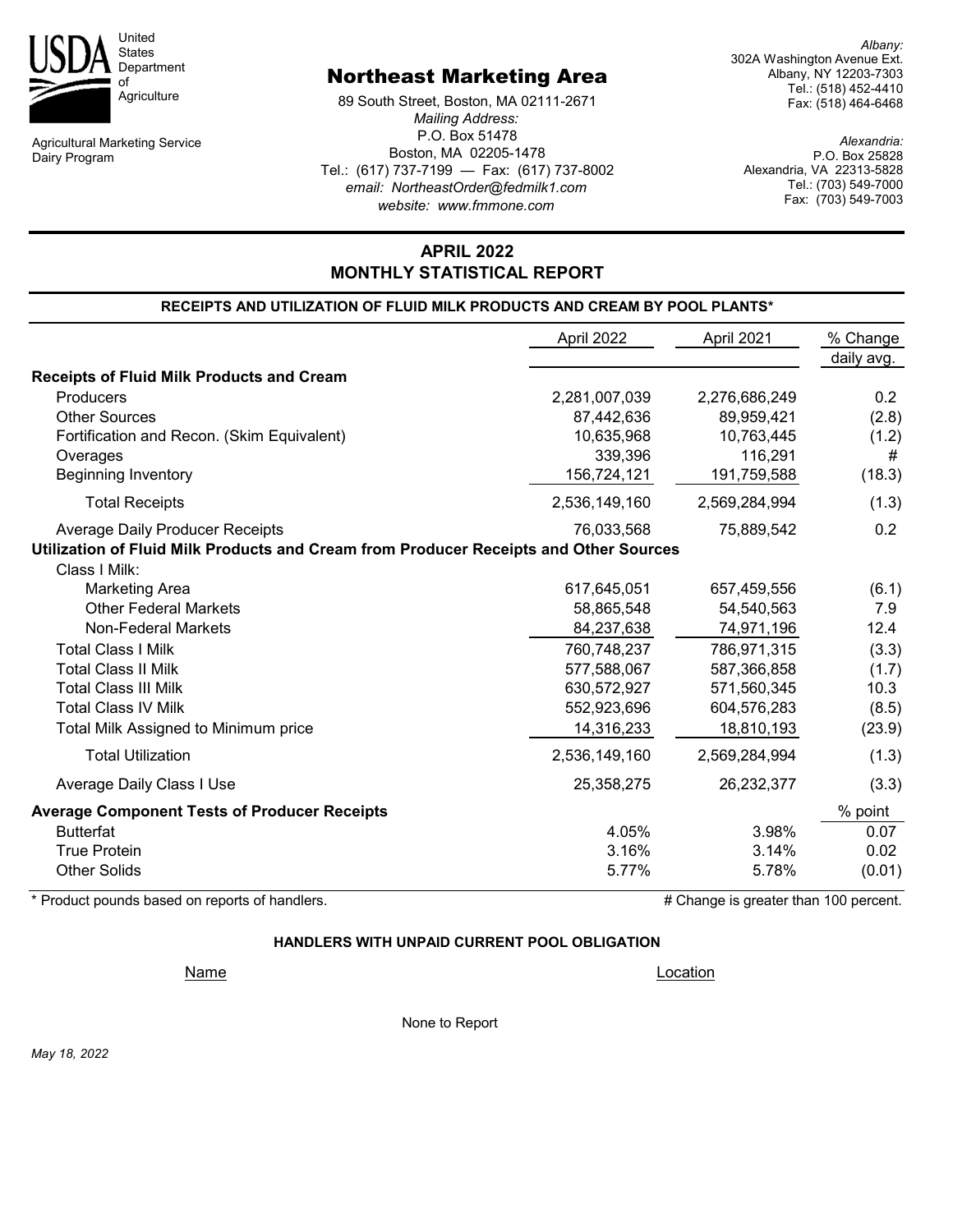United States Department of Agriculture

Agricultural Marketing Service
Dairy Program

# Northeast Marketing Area

89 South Street, Boston, MA 02111-2671
*Mailing Address:*
P.O. Box 51478
Boston, MA 02205-1478
Tel.: (617) 737-7199 — Fax: (617) 737-8002
*email: NortheastOrder@fedmilk1.com*
*website: www.fmmone.com*

*Albany:*
302A Washington Avenue Ext.
Albany, NY 12203-7303
Tel.: (518) 452-4410
Fax: (518) 464-6468

*Alexandria:*
P.O. Box 25828
Alexandria, VA 22313-5828
Tel.: (703) 549-7000
Fax: (703) 549-7003

## APRIL 2022
## MONTHLY STATISTICAL REPORT

### RECEIPTS AND UTILIZATION OF FLUID MILK PRODUCTS AND CREAM BY POOL PLANTS*

| | April 2022 | April 2021 | % Change daily avg. |
|---|---|---|---|
| **Receipts of Fluid Milk Products and Cream** | | | |
| Producers | 2,281,007,039 | 2,276,686,249 | 0.2 |
| Other Sources | 87,442,636 | 89,959,421 | (2.8) |
| Fortification and Recon. (Skim Equivalent) | 10,635,968 | 10,763,445 | (1.2) |
| Overages | 339,396 | 116,291 | # |
| Beginning Inventory | 156,724,121 | 191,759,588 | (18.3) |
| Total Receipts | 2,536,149,160 | 2,569,284,994 | (1.3) |
| Average Daily Producer Receipts | 76,033,568 | 75,889,542 | 0.2 |
| **Utilization of Fluid Milk Products and Cream from Producer Receipts and Other Sources** | | | |
| Class I Milk: | | | |
| Marketing Area | 617,645,051 | 657,459,556 | (6.1) |
| Other Federal Markets | 58,865,548 | 54,540,563 | 7.9 |
| Non-Federal Markets | 84,237,638 | 74,971,196 | 12.4 |
| Total Class I Milk | 760,748,237 | 786,971,315 | (3.3) |
| Total Class II Milk | 577,588,067 | 587,366,858 | (1.7) |
| Total Class III Milk | 630,572,927 | 571,560,345 | 10.3 |
| Total Class IV Milk | 552,923,696 | 604,576,283 | (8.5) |
| Total Milk Assigned to Minimum price | 14,316,233 | 18,810,193 | (23.9) |
| Total Utilization | 2,536,149,160 | 2,569,284,994 | (1.3) |
| Average Daily Class I Use | 25,358,275 | 26,232,377 | (3.3) |
| **Average Component Tests of Producer Receipts** | | | % point |
| Butterfat | 4.05% | 3.98% | 0.07 |
| True Protein | 3.16% | 3.14% | 0.02 |
| Other Solids | 5.77% | 5.78% | (0.01) |

\* Product pounds based on reports of handlers.

# Change is greater than 100 percent.

### HANDLERS WITH UNPAID CURRENT POOL OBLIGATION

| Name | Location |
|---|---|
| None to Report | |

*May 18, 2022*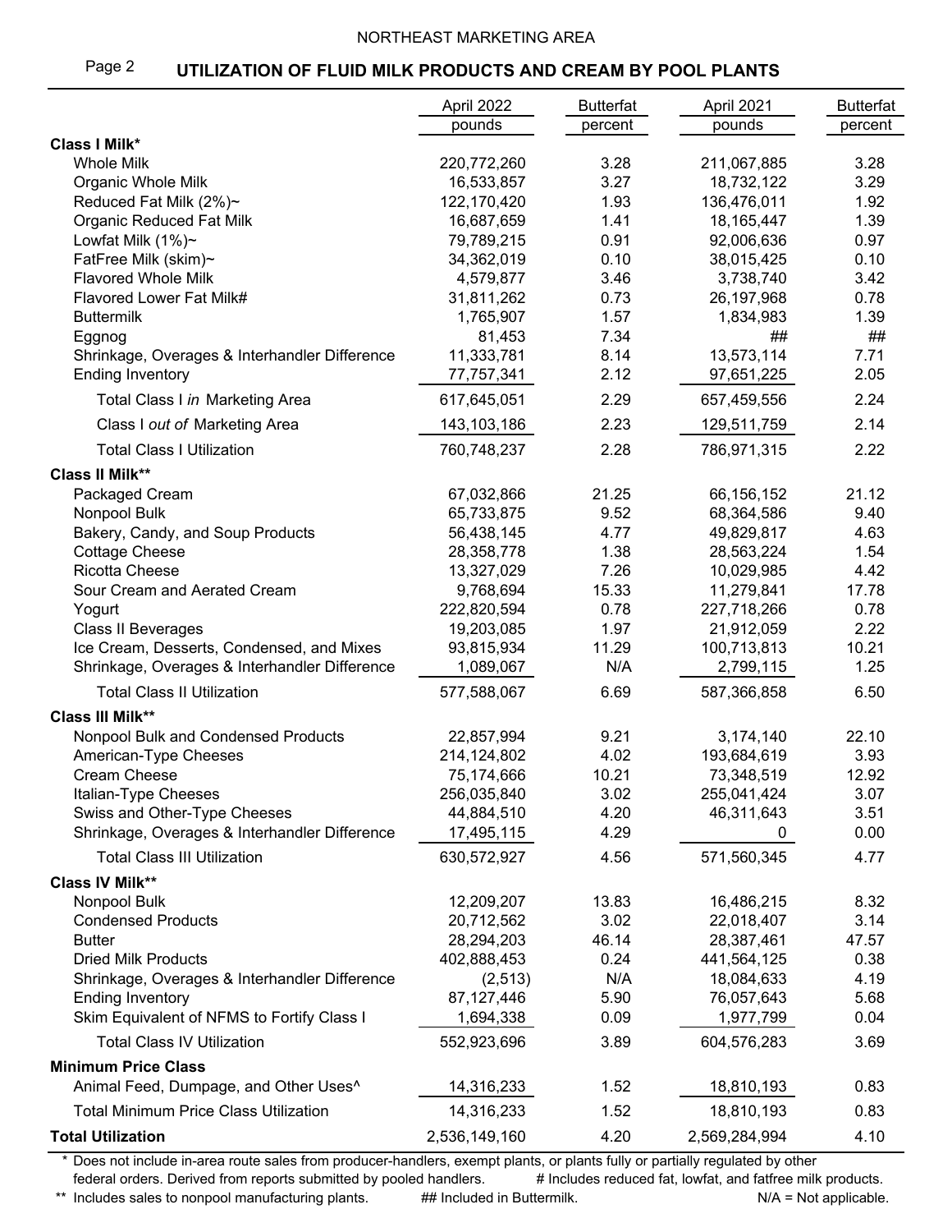NORTHEAST MARKETING AREA

## UTILIZATION OF FLUID MILK PRODUCTS AND CREAM BY POOL PLANTS

| | April 2022 pounds | Butterfat percent | April 2021 pounds | Butterfat percent |
|---|---|---|---|---|
| **Class I Milk*** | | | | |
| Whole Milk | 220,772,260 | 3.28 | 211,067,885 | 3.28 |
| Organic Whole Milk | 16,533,857 | 3.27 | 18,732,122 | 3.29 |
| Reduced Fat Milk (2%)~ | 122,170,420 | 1.93 | 136,476,011 | 1.92 |
| Organic Reduced Fat Milk | 16,687,659 | 1.41 | 18,165,447 | 1.39 |
| Lowfat Milk (1%)~ | 79,789,215 | 0.91 | 92,006,636 | 0.97 |
| FatFree Milk (skim)~ | 34,362,019 | 0.10 | 38,015,425 | 0.10 |
| Flavored Whole Milk | 4,579,877 | 3.46 | 3,738,740 | 3.42 |
| Flavored Lower Fat Milk# | 31,811,262 | 0.73 | 26,197,968 | 0.78 |
| Buttermilk | 1,765,907 | 1.57 | 1,834,983 | 1.39 |
| Eggnog | 81,453 | 7.34 | ## | ## |
| Shrinkage, Overages & Interhandler Difference | 11,333,781 | 8.14 | 13,573,114 | 7.71 |
| Ending Inventory | 77,757,341 | 2.12 | 97,651,225 | 2.05 |
| Total Class I *in* Marketing Area | 617,645,051 | 2.29 | 657,459,556 | 2.24 |
| Class I *out of* Marketing Area | 143,103,186 | 2.23 | 129,511,759 | 2.14 |
| Total Class I Utilization | 760,748,237 | 2.28 | 786,971,315 | 2.22 |
| **Class II Milk**** | | | | |
| Packaged Cream | 67,032,866 | 21.25 | 66,156,152 | 21.12 |
| Nonpool Bulk | 65,733,875 | 9.52 | 68,364,586 | 9.40 |
| Bakery, Candy, and Soup Products | 56,438,145 | 4.77 | 49,829,817 | 4.63 |
| Cottage Cheese | 28,358,778 | 1.38 | 28,563,224 | 1.54 |
| Ricotta Cheese | 13,327,029 | 7.26 | 10,029,985 | 4.42 |
| Sour Cream and Aerated Cream | 9,768,694 | 15.33 | 11,279,841 | 17.78 |
| Yogurt | 222,820,594 | 0.78 | 227,718,266 | 0.78 |
| Class II Beverages | 19,203,085 | 1.97 | 21,912,059 | 2.22 |
| Ice Cream, Desserts, Condensed, and Mixes | 93,815,934 | 11.29 | 100,713,813 | 10.21 |
| Shrinkage, Overages & Interhandler Difference | 1,089,067 | N/A | 2,799,115 | 1.25 |
| Total Class II Utilization | 577,588,067 | 6.69 | 587,366,858 | 6.50 |
| **Class III Milk**** | | | | |
| Nonpool Bulk and Condensed Products | 22,857,994 | 9.21 | 3,174,140 | 22.10 |
| American-Type Cheeses | 214,124,802 | 4.02 | 193,684,619 | 3.93 |
| Cream Cheese | 75,174,666 | 10.21 | 73,348,519 | 12.92 |
| Italian-Type Cheeses | 256,035,840 | 3.02 | 255,041,424 | 3.07 |
| Swiss and Other-Type Cheeses | 44,884,510 | 4.20 | 46,311,643 | 3.51 |
| Shrinkage, Overages & Interhandler Difference | 17,495,115 | 4.29 | 0 | 0.00 |
| Total Class III Utilization | 630,572,927 | 4.56 | 571,560,345 | 4.77 |
| **Class IV Milk**** | | | | |
| Nonpool Bulk | 12,209,207 | 13.83 | 16,486,215 | 8.32 |
| Condensed Products | 20,712,562 | 3.02 | 22,018,407 | 3.14 |
| Butter | 28,294,203 | 46.14 | 28,387,461 | 47.57 |
| Dried Milk Products | 402,888,453 | 0.24 | 441,564,125 | 0.38 |
| Shrinkage, Overages & Interhandler Difference | (2,513) | N/A | 18,084,633 | 4.19 |
| Ending Inventory | 87,127,446 | 5.90 | 76,057,643 | 5.68 |
| Skim Equivalent of NFMS to Fortify Class I | 1,694,338 | 0.09 | 1,977,799 | 0.04 |
| Total Class IV Utilization | 552,923,696 | 3.89 | 604,576,283 | 3.69 |
| **Minimum Price Class** | | | | |
| Animal Feed, Dumpage, and Other Uses^ | 14,316,233 | 1.52 | 18,810,193 | 0.83 |
| Total Minimum Price Class Utilization | 14,316,233 | 1.52 | 18,810,193 | 0.83 |
| **Total Utilization** | 2,536,149,160 | 4.20 | 2,569,284,994 | 4.10 |

\* Does not include in-area route sales from producer-handlers, exempt plants, or plants fully or partially regulated by other federal orders. Derived from reports submitted by pooled handlers.

\# Includes reduced fat, lowfat, and fatfree milk products.

\*\* Includes sales to nonpool manufacturing plants.

\#\# Included in Buttermilk.

N/A = Not applicable.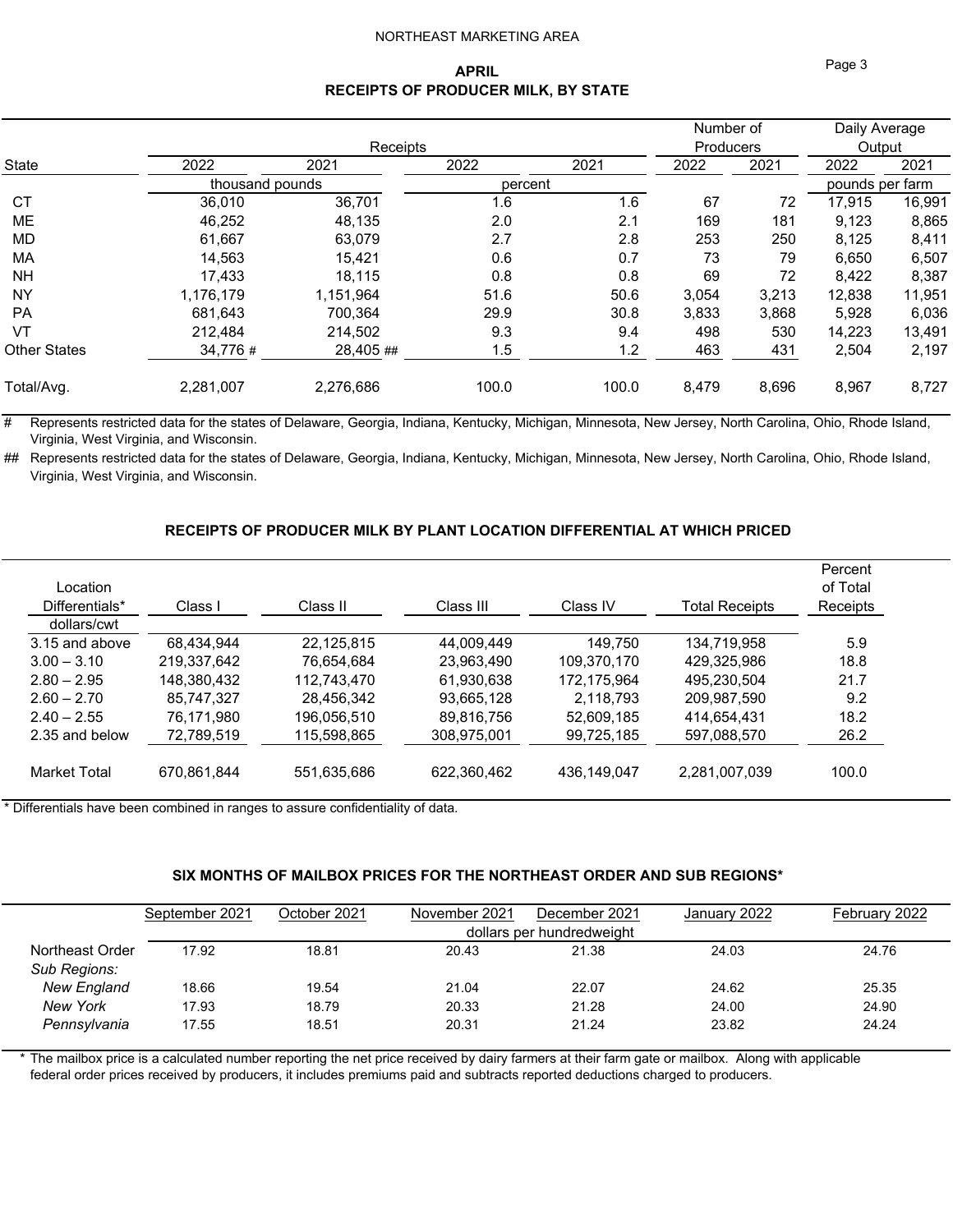NORTHEAST MARKETING AREA

## APRIL
## RECEIPTS OF PRODUCER MILK, BY STATE

| State | Receipts 2022 | Receipts 2021 | Receipts 2022 | Receipts 2021 | Number of Producers 2022 | Number of Producers 2021 | Daily Average Output 2022 | Daily Average Output 2021 |
|---|---|---|---|---|---|---|---|---|
| | thousand pounds | | percent | | | | pounds per farm | |
| CT | 36,010 | 36,701 | 1.6 | 1.6 | 67 | 72 | 17,915 | 16,991 |
| ME | 46,252 | 48,135 | 2.0 | 2.1 | 169 | 181 | 9,123 | 8,865 |
| MD | 61,667 | 63,079 | 2.7 | 2.8 | 253 | 250 | 8,125 | 8,411 |
| MA | 14,563 | 15,421 | 0.6 | 0.7 | 73 | 79 | 6,650 | 6,507 |
| NH | 17,433 | 18,115 | 0.8 | 0.8 | 69 | 72 | 8,422 | 8,387 |
| NY | 1,176,179 | 1,151,964 | 51.6 | 50.6 | 3,054 | 3,213 | 12,838 | 11,951 |
| PA | 681,643 | 700,364 | 29.9 | 30.8 | 3,833 | 3,868 | 5,928 | 6,036 |
| VT | 212,484 | 214,502 | 9.3 | 9.4 | 498 | 530 | 14,223 | 13,491 |
| Other States | 34,776 # | 28,405 ## | 1.5 | 1.2 | 463 | 431 | 2,504 | 2,197 |
| Total/Avg. | 2,281,007 | 2,276,686 | 100.0 | 100.0 | 8,479 | 8,696 | 8,967 | 8,727 |

\# Represents restricted data for the states of Delaware, Georgia, Indiana, Kentucky, Michigan, Minnesota, New Jersey, North Carolina, Ohio, Rhode Island, Virginia, West Virginia, and Wisconsin.

\## Represents restricted data for the states of Delaware, Georgia, Indiana, Kentucky, Michigan, Minnesota, New Jersey, North Carolina, Ohio, Rhode Island, Virginia, West Virginia, and Wisconsin.

## RECEIPTS OF PRODUCER MILK BY PLANT LOCATION DIFFERENTIAL AT WHICH PRICED

| Location Differentials* | Class I | Class II | Class III | Class IV | Total Receipts | Percent of Total Receipts |
|---|---|---|---|---|---|---|
| dollars/cwt | | | | | | |
| 3.15 and above | 68,434,944 | 22,125,815 | 44,009,449 | 149,750 | 134,719,958 | 5.9 |
| 3.00 – 3.10 | 219,337,642 | 76,654,684 | 23,963,490 | 109,370,170 | 429,325,986 | 18.8 |
| 2.80 – 2.95 | 148,380,432 | 112,743,470 | 61,930,638 | 172,175,964 | 495,230,504 | 21.7 |
| 2.60 – 2.70 | 85,747,327 | 28,456,342 | 93,665,128 | 2,118,793 | 209,987,590 | 9.2 |
| 2.40 – 2.55 | 76,171,980 | 196,056,510 | 89,816,756 | 52,609,185 | 414,654,431 | 18.2 |
| 2.35 and below | 72,789,519 | 115,598,865 | 308,975,001 | 99,725,185 | 597,088,570 | 26.2 |
| Market Total | 670,861,844 | 551,635,686 | 622,360,462 | 436,149,047 | 2,281,007,039 | 100.0 |

\* Differentials have been combined in ranges to assure confidentiality of data.

## SIX MONTHS OF MAILBOX PRICES FOR THE NORTHEAST ORDER AND SUB REGIONS*

| | September 2021 | October 2021 | November 2021 | December 2021 | January 2022 | February 2022 |
|---|---|---|---|---|---|---|
| | dollars per hundredweight | | | | | |
| Northeast Order | 17.92 | 18.81 | 20.43 | 21.38 | 24.03 | 24.76 |
| *Sub Regions:* | | | | | | |
| *New England* | 18.66 | 19.54 | 21.04 | 22.07 | 24.62 | 25.35 |
| *New York* | 17.93 | 18.79 | 20.33 | 21.28 | 24.00 | 24.90 |
| *Pennsylvania* | 17.55 | 18.51 | 20.31 | 21.24 | 23.82 | 24.24 |

\* The mailbox price is a calculated number reporting the net price received by dairy farmers at their farm gate or mailbox. Along with applicable federal order prices received by producers, it includes premiums paid and subtracts reported deductions charged to producers.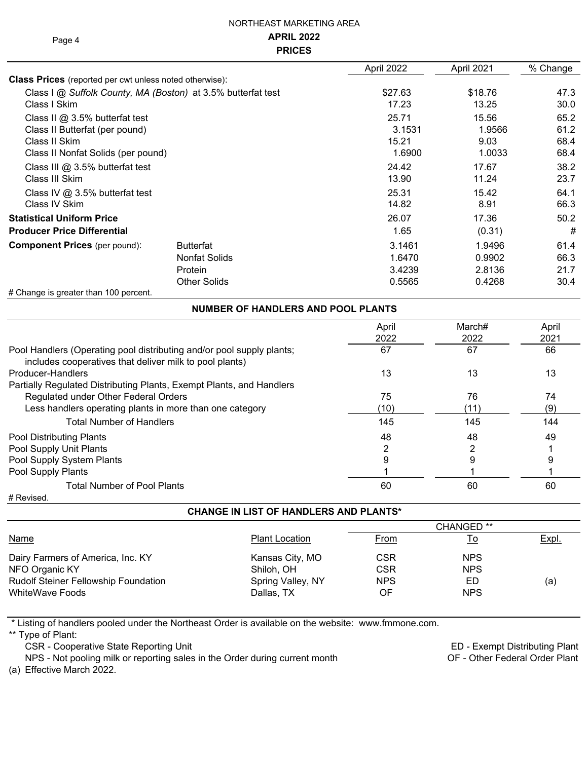NORTHEAST MARKETING AREA

**APRIL 2022**

**PRICES**

| | | April 2022 | April 2021 | % Change |
|---|---|---|---|---|
| **Class Prices** (reported per cwt unless noted otherwise): | | | | |
| Class I @ *Suffolk County, MA (Boston)* at 3.5% butterfat test | | $27.63 | $18.76 | 47.3 |
| Class I Skim | | 17.23 | 13.25 | 30.0 |
| Class II @ 3.5% butterfat test | | 25.71 | 15.56 | 65.2 |
| Class II Butterfat (per pound) | | 3.1531 | 1.9566 | 61.2 |
| Class II Skim | | 15.21 | 9.03 | 68.4 |
| Class II Nonfat Solids (per pound) | | 1.6900 | 1.0033 | 68.4 |
| Class III @ 3.5% butterfat test | | 24.42 | 17.67 | 38.2 |
| Class III Skim | | 13.90 | 11.24 | 23.7 |
| Class IV @ 3.5% butterfat test | | 25.31 | 15.42 | 64.1 |
| Class IV Skim | | 14.82 | 8.91 | 66.3 |
| **Statistical Uniform Price** | | 26.07 | 17.36 | 50.2 |
| **Producer Price Differential** | | 1.65 | (0.31) | # |
| **Component Prices** (per pound): | Butterfat | 3.1461 | 1.9496 | 61.4 |
| | Nonfat Solids | 1.6470 | 0.9902 | 66.3 |
| | Protein | 3.4239 | 2.8136 | 21.7 |
| | Other Solids | 0.5565 | 0.4268 | 30.4 |

# Change is greater than 100 percent.

**NUMBER OF HANDLERS AND POOL PLANTS**

| | April 2022 | March# 2022 | April 2021 |
|---|---|---|---|
| Pool Handlers (Operating pool distributing and/or pool supply plants; includes cooperatives that deliver milk to pool plants) | 67 | 67 | 66 |
| Producer-Handlers | 13 | 13 | 13 |
| Partially Regulated Distributing Plants, Exempt Plants, and Handlers | | | |
| Regulated under Other Federal Orders | 75 | 76 | 74 |
| Less handlers operating plants in more than one category | (10) | (11) | (9) |
| Total Number of Handlers | 145 | 145 | 144 |
| Pool Distributing Plants | 48 | 48 | 49 |
| Pool Supply Unit Plants | 2 | 2 | 1 |
| Pool Supply System Plants | 9 | 9 | 9 |
| Pool Supply Plants | 1 | 1 | 1 |
| Total Number of Pool Plants | 60 | 60 | 60 |

# Revised.

**CHANGE IN LIST OF HANDLERS AND PLANTS***

| Name | Plant Location | CHANGED ** From | To | Expl. |
|---|---|---|---|---|
| Dairy Farmers of America, Inc. KY | Kansas City, MO | CSR | NPS | |
| NFO Organic KY | Shiloh, OH | CSR | NPS | |
| Rudolf Steiner Fellowship Foundation | Spring Valley, NY | NPS | ED | (a) |
| WhiteWave Foods | Dallas, TX | OF | NPS | |

\* Listing of handlers pooled under the Northeast Order is available on the website: www.fmmone.com.

** Type of Plant:

CSR - Cooperative State Reporting Unit

NPS - Not pooling milk or reporting sales in the Order during current month

ED - Exempt Distributing Plant

OF - Other Federal Order Plant

(a) Effective March 2022.